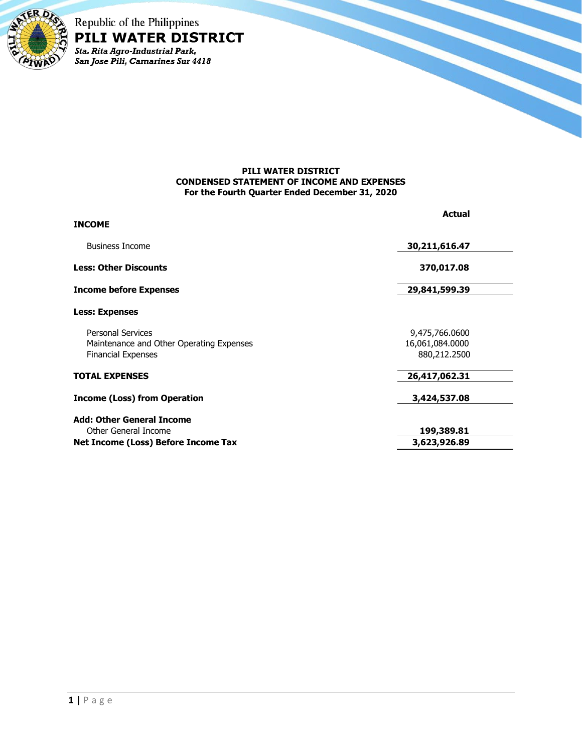Republic of the Philippines
**PILI WATER DISTRICT**
*Sta. Rita Agro-Industrial Park,*
*San Jose Pili, Camarines Sur 4418*

**PILI WATER DISTRICT**
**CONDENSED STATEMENT OF INCOME AND EXPENSES**
**For the Fourth Quarter Ended December 31, 2020**

| | **Actual** |
|---|---|
| **INCOME** | |
| Business Income | **30,211,616.47** |
| **Less: Other Discounts** | **370,017.08** |
| **Income before Expenses** | **29,841,599.39** |
| **Less: Expenses** | |
| Personal Services | 9,475,766.0600 |
| Maintenance and Other Operating Expenses | 16,061,084.0000 |
| Financial Expenses | 880,212.2500 |
| **TOTAL EXPENSES** | **26,417,062.31** |
| **Income (Loss) from Operation** | **3,424,537.08** |
| **Add: Other General Income** | |
| Other General Income | **199,389.81** |
| **Net Income (Loss) Before Income Tax** | **3,623,926.89** |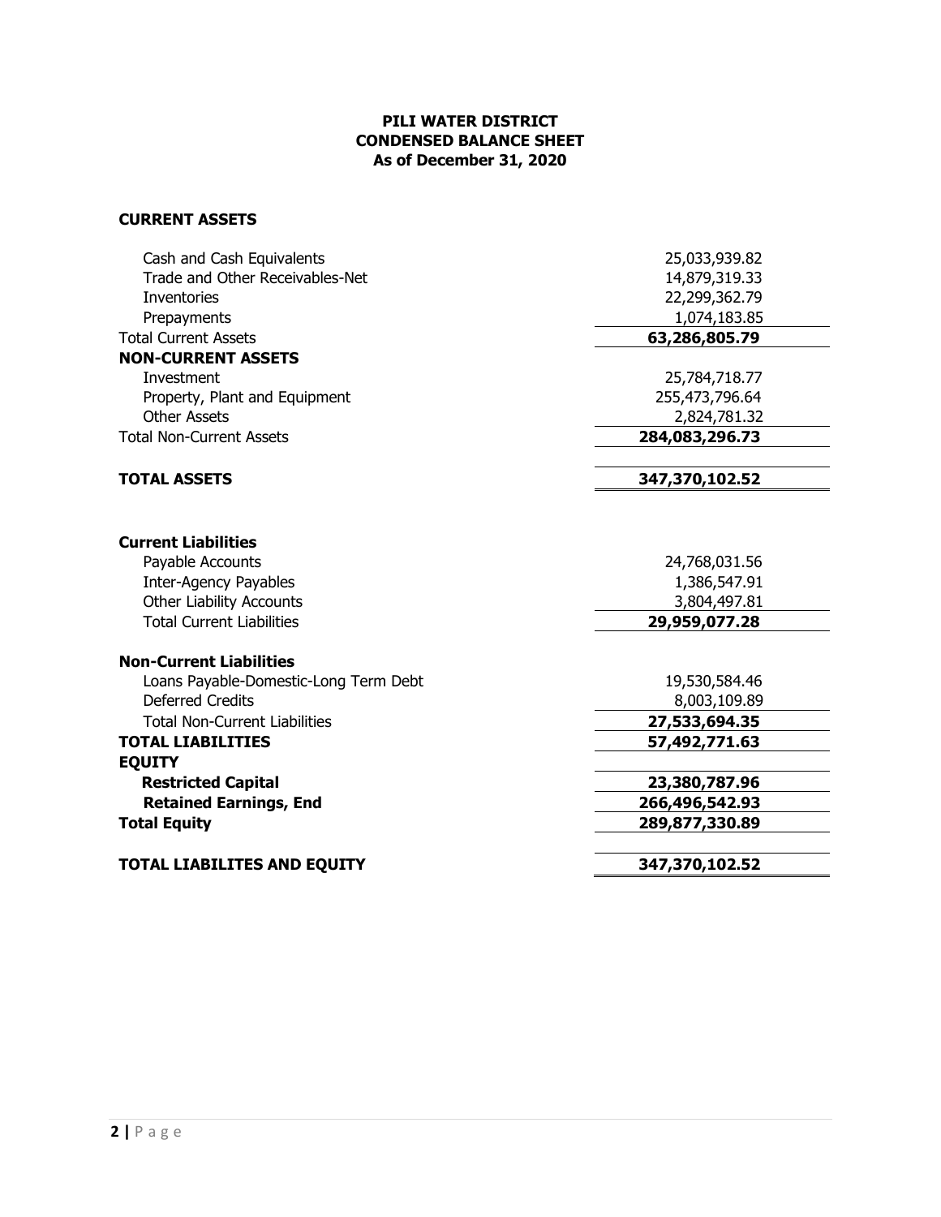**PILI WATER DISTRICT**
**CONDENSED BALANCE SHEET**
**As of December 31, 2020**

| | |
|---|---|
| **CURRENT ASSETS** | |
| Cash and Cash Equivalents | 25,033,939.82 |
| Trade and Other Receivables-Net | 14,879,319.33 |
| Inventories | 22,299,362.79 |
| Prepayments | 1,074,183.85 |
| Total Current Assets | **63,286,805.79** |
| **NON-CURRENT ASSETS** | |
| Investment | 25,784,718.77 |
| Property, Plant and Equipment | 255,473,796.64 |
| Other Assets | 2,824,781.32 |
| Total Non-Current Assets | **284,083,296.73** |
| **TOTAL ASSETS** | **347,370,102.52** |
| **Current Liabilities** | |
| Payable Accounts | 24,768,031.56 |
| Inter-Agency Payables | 1,386,547.91 |
| Other Liability Accounts | 3,804,497.81 |
| Total Current Liabilities | **29,959,077.28** |
| **Non-Current Liabilities** | |
| Loans Payable-Domestic-Long Term Debt | 19,530,584.46 |
| Deferred Credits | 8,003,109.89 |
| Total Non-Current Liabilities | **27,533,694.35** |
| **TOTAL LIABILITIES** | **57,492,771.63** |
| **EQUITY** | |
| **Restricted Capital** | **23,380,787.96** |
| **Retained Earnings, End** | **266,496,542.93** |
| **Total Equity** | **289,877,330.89** |
| **TOTAL LIABILITES AND EQUITY** | **347,370,102.52** |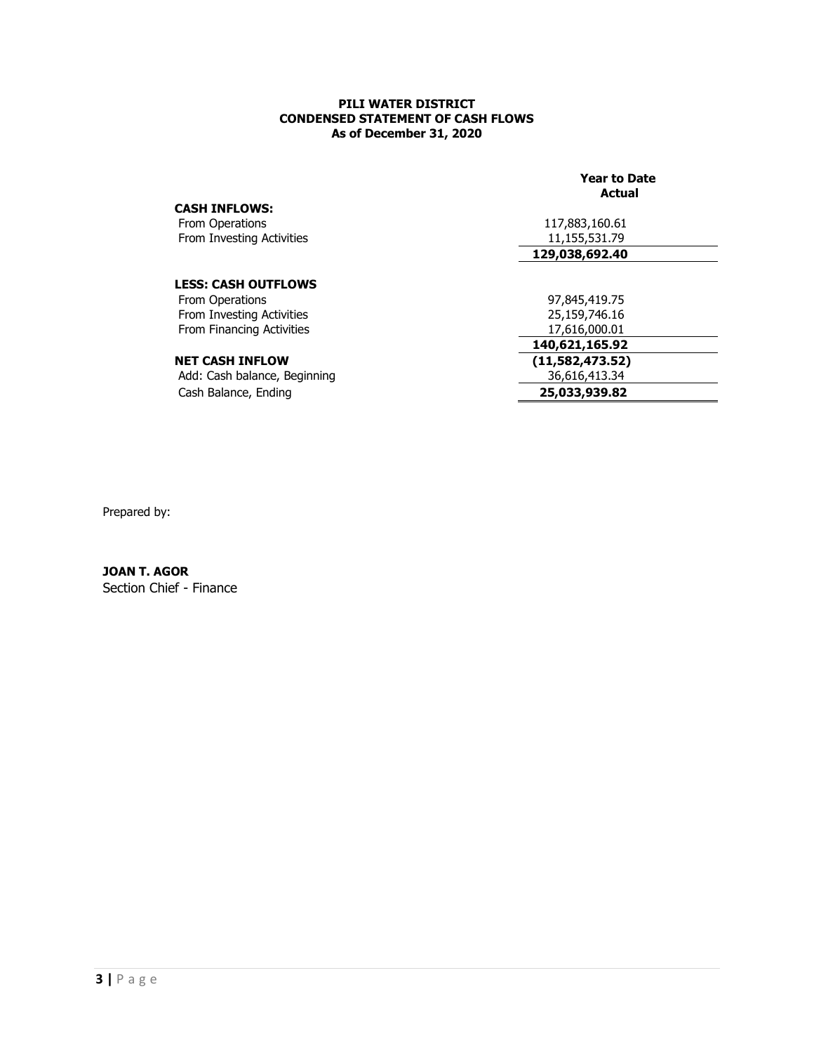**PILI WATER DISTRICT**
**CONDENSED STATEMENT OF CASH FLOWS**
**As of December 31, 2020**

| | Year to Date Actual |
|---|---|
| **CASH INFLOWS:** | |
| From Operations | 117,883,160.61 |
| From Investing Activities | 11,155,531.79 |
| | **129,038,692.40** |
| **LESS: CASH OUTFLOWS** | |
| From Operations | 97,845,419.75 |
| From Investing Activities | 25,159,746.16 |
| From Financing Activities | 17,616,000.01 |
| | **140,621,165.92** |
| **NET CASH INFLOW** | **(11,582,473.52)** |
| Add: Cash balance, Beginning | 36,616,413.34 |
| Cash Balance, Ending | **25,033,939.82** |

Prepared by:

**JOAN T. AGOR**
Section Chief - Finance